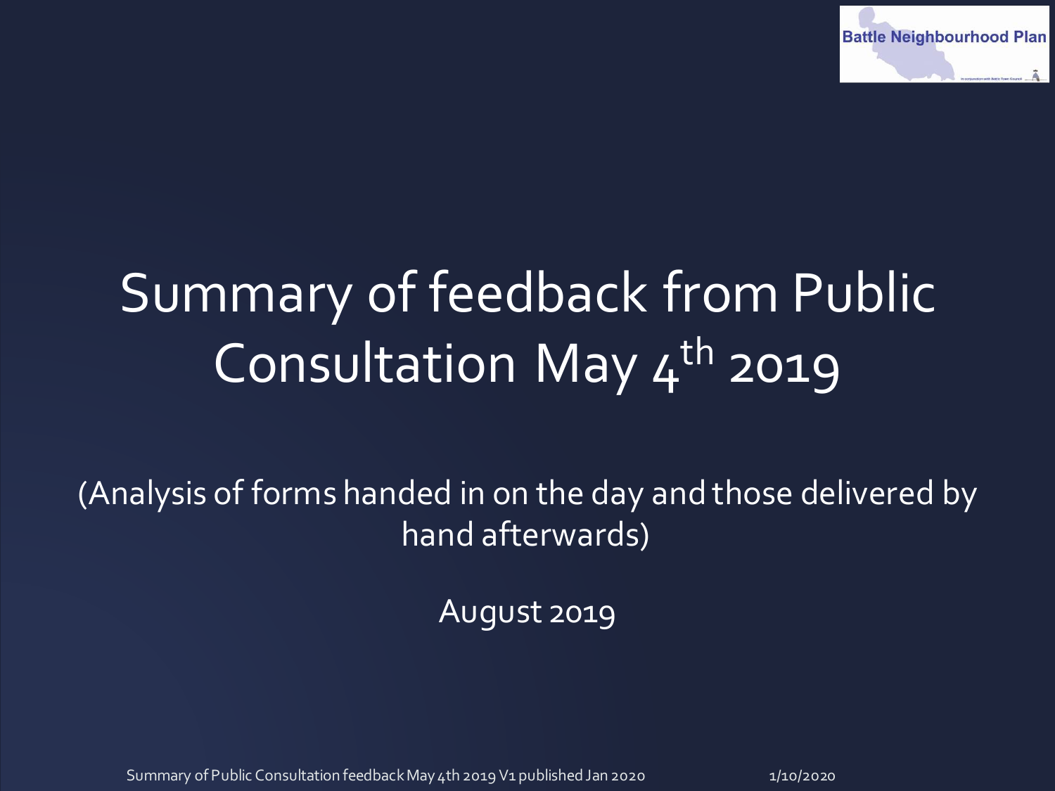# Summary of feedback from Public Consultation May 4th 2019

(Analysis of forms handed in on the day and those delivered by hand afterwards)

August 2019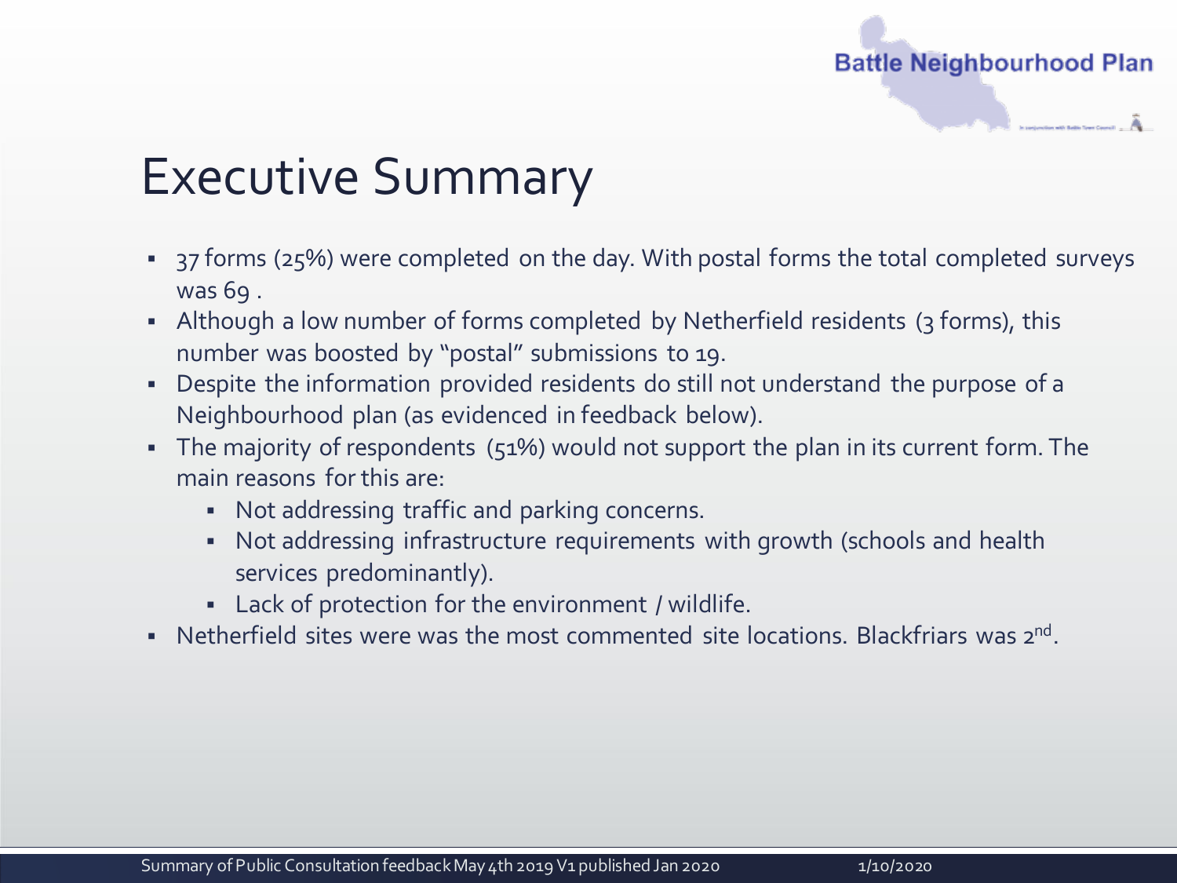# Executive Summary

- 37 forms (25%) were completed on the day. With postal forms the total completed surveys was 69 .
- Although a low number of forms completed by Netherfield residents (3 forms), this number was boosted by "postal" submissions to 19.
- Despite the information provided residents do still not understand the purpose of a Neighbourhood plan (as evidenced in feedback below).
- The majority of respondents (51%) would not support the plan in its current form. The main reasons for this are:
  - Not addressing traffic and parking concerns.
  - Not addressing infrastructure requirements with growth (schools and health services predominantly).
  - Lack of protection for the environment / wildlife.
- Netherfield sites were was the most commented site locations. Blackfriars was 2nd.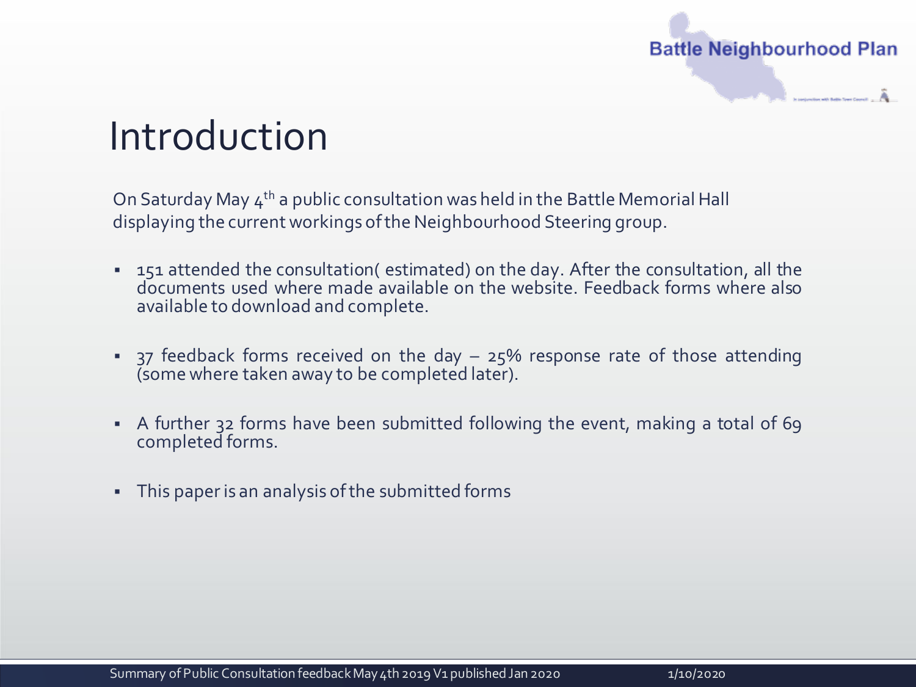# Introduction

On Saturday May 4th a public consultation was held in the Battle Memorial Hall displaying the current workings of the Neighbourhood Steering group.

- 151 attended the consultation( estimated) on the day. After the consultation, all the documents used where made available on the website. Feedback forms where also available to download and complete.
- 37 feedback forms received on the day – 25% response rate of those attending (some where taken away to be completed later).
- A further 32 forms have been submitted following the event, making a total of 69 completed forms.
- This paper is an analysis of the submitted forms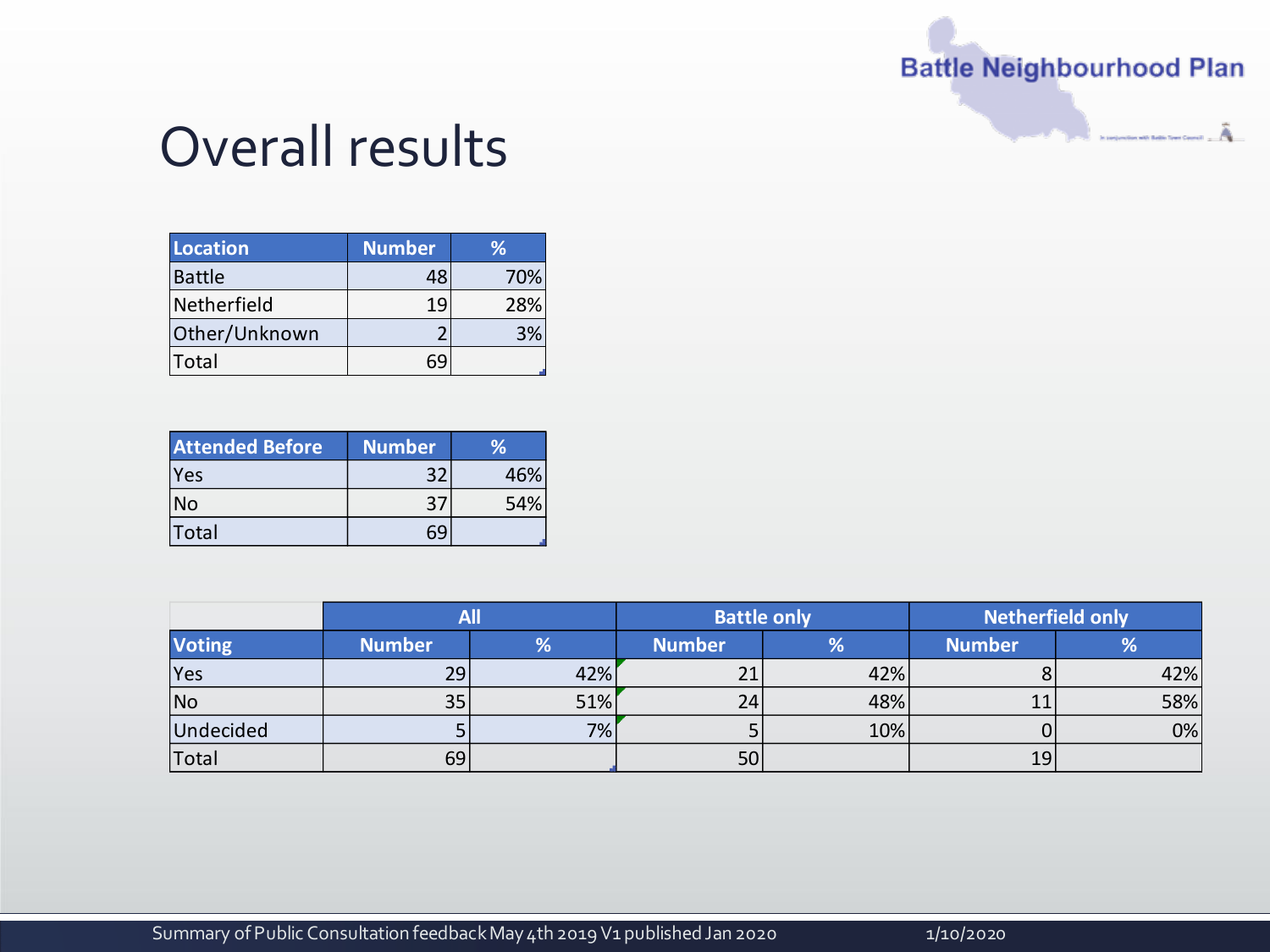# Overall results

| Location | Number | % |
|---|---|---|
| Battle | 48 | 70% |
| Netherfield | 19 | 28% |
| Other/Unknown | 2 | 3% |
| Total | 69 | |

| Attended Before | Number | % |
|---|---|---|
| Yes | 32 | 46% |
| No | 37 | 54% |
| Total | 69 | |

| | All | | Battle only | | Netherfield only | |
|---|---|---|---|---|---|---|
| Voting | Number | % | Number | % | Number | % |
| Yes | 29 | 42% | 21 | 42% | 8 | 42% |
| No | 35 | 51% | 24 | 48% | 11 | 58% |
| Undecided | 5 | 7% | 5 | 10% | 0 | 0% |
| Total | 69 | | 50 | | 19 | |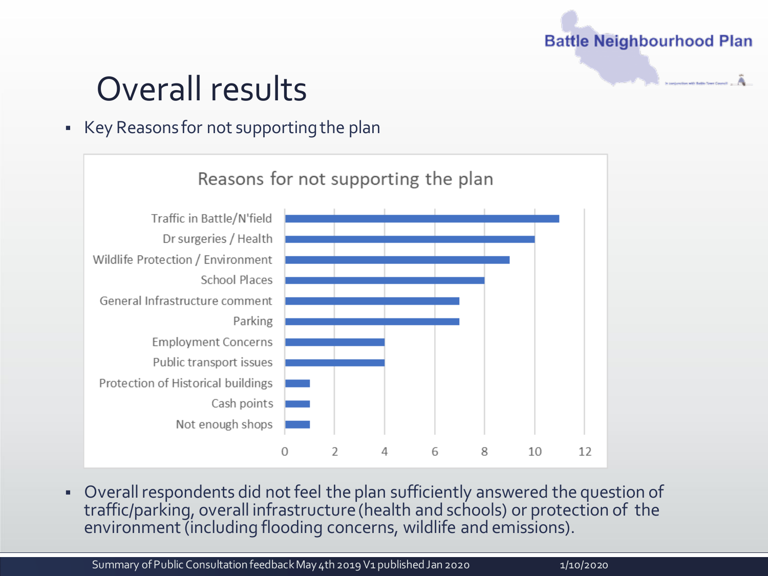# Overall results

- Key Reasons for not supporting the plan

**Reasons for not supporting the plan**

| Reason | Count |
|---|---|
| Traffic in Battle/N'field | 11 |
| Dr surgeries / Health | 10 |
| Wildlife Protection / Environment | 9 |
| School Places | 8 |
| General Infrastructure comment | 7 |
| Parking | 7 |
| Employment Concerns | 4 |
| Public transport issues | 4 |
| Protection of Historical buildings | 1 |
| Cash points | 1 |
| Not enough shops | 1 |

- Overall respondents did not feel the plan sufficiently answered the question of traffic/parking, overall infrastructure (health and schools) or protection of the environment (including flooding concerns, wildlife and emissions).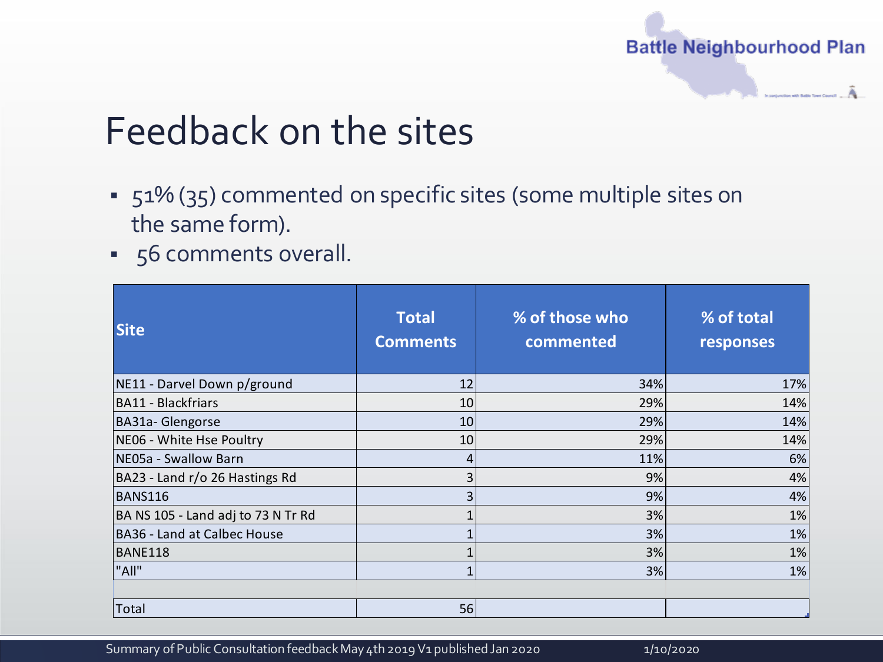# Feedback on the sites

- 51% (35) commented on specific sites (some multiple sites on the same form).
- 56 comments overall.

| Site | Total Comments | % of those who commented | % of total responses |
|---|---|---|---|
| NE11 - Darvel Down p/ground | 12 | 34% | 17% |
| BA11 - Blackfriars | 10 | 29% | 14% |
| BA31a- Glengorse | 10 | 29% | 14% |
| NE06 - White Hse Poultry | 10 | 29% | 14% |
| NE05a - Swallow Barn | 4 | 11% | 6% |
| BA23 - Land r/o 26 Hastings Rd | 3 | 9% | 4% |
| BANS116 | 3 | 9% | 4% |
| BA NS 105 - Land adj to 73 N Tr Rd | 1 | 3% | 1% |
| BA36 - Land at Calbec House | 1 | 3% | 1% |
| BANE118 | 1 | 3% | 1% |
| "All" | 1 | 3% | 1% |
| | | | |
| Total | 56 | | |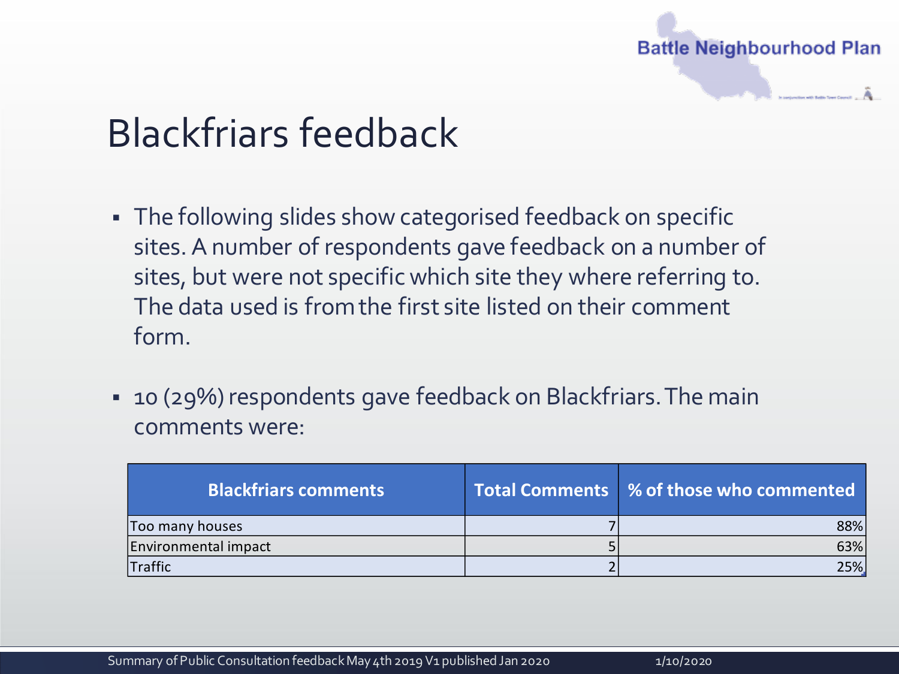# Blackfriars feedback

- The following slides show categorised feedback on specific sites. A number of respondents gave feedback on a number of sites, but were not specific which site they where referring to. The data used is from the first site listed on their comment form.
- 10 (29%) respondents gave feedback on Blackfriars. The main comments were:

| Blackfriars comments | Total Comments | % of those who commented |
|---|---|---|
| Too many houses | 7 | 88% |
| Environmental impact | 5 | 63% |
| Traffic | 2 | 25% |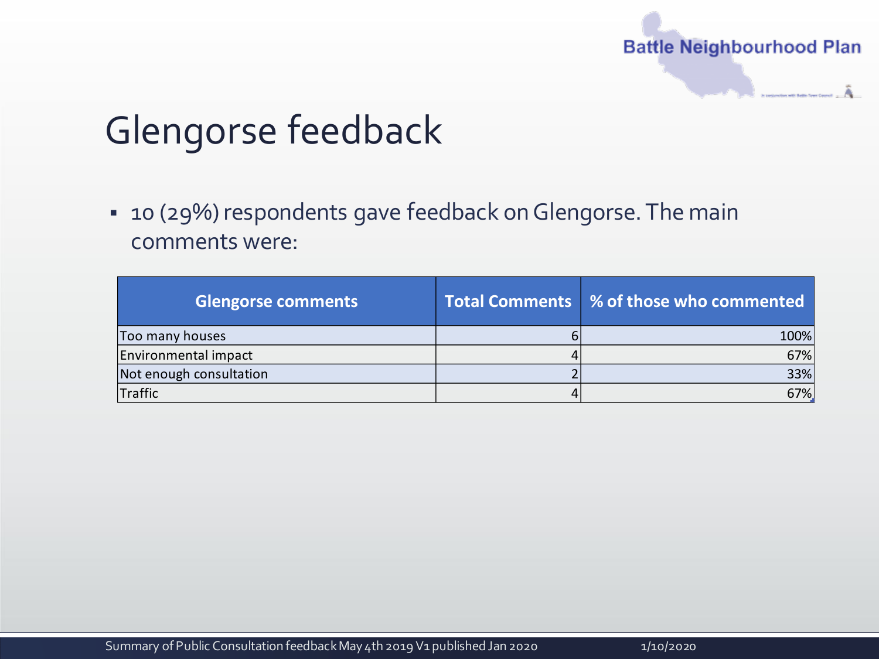# Glengorse feedback

- 10 (29%) respondents gave feedback on Glengorse. The main comments were:

| Glengorse comments | Total Comments | % of those who commented |
|---|---|---|
| Too many houses | 6 | 100% |
| Environmental impact | 4 | 67% |
| Not enough consultation | 2 | 33% |
| Traffic | 4 | 67% |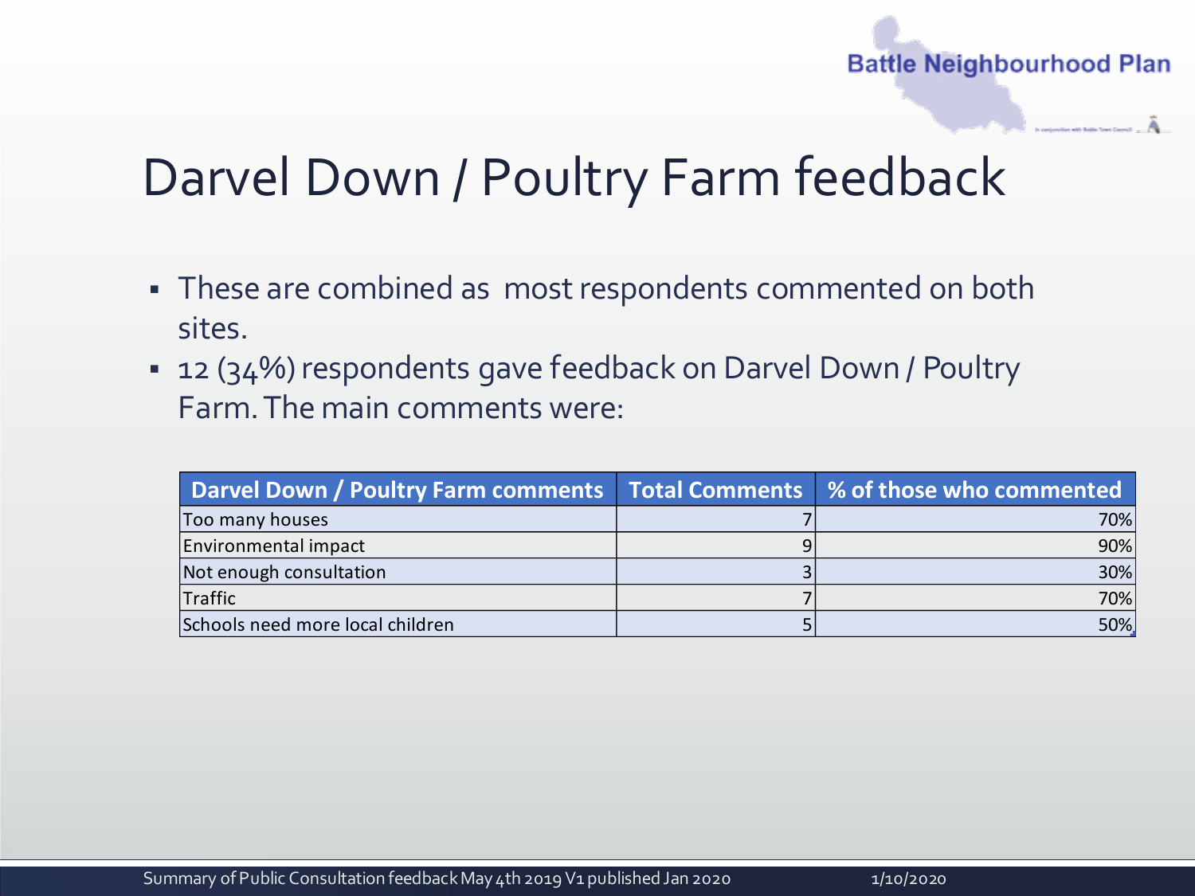# Darvel Down / Poultry Farm feedback

- These are combined as most respondents commented on both sites.
- 12 (34%) respondents gave feedback on Darvel Down / Poultry Farm. The main comments were:

| Darvel Down / Poultry Farm comments | Total Comments | % of those who commented |
| --- | --- | --- |
| Too many houses | 7 | 70% |
| Environmental impact | 9 | 90% |
| Not enough consultation | 3 | 30% |
| Traffic | 7 | 70% |
| Schools need more local children | 5 | 50% |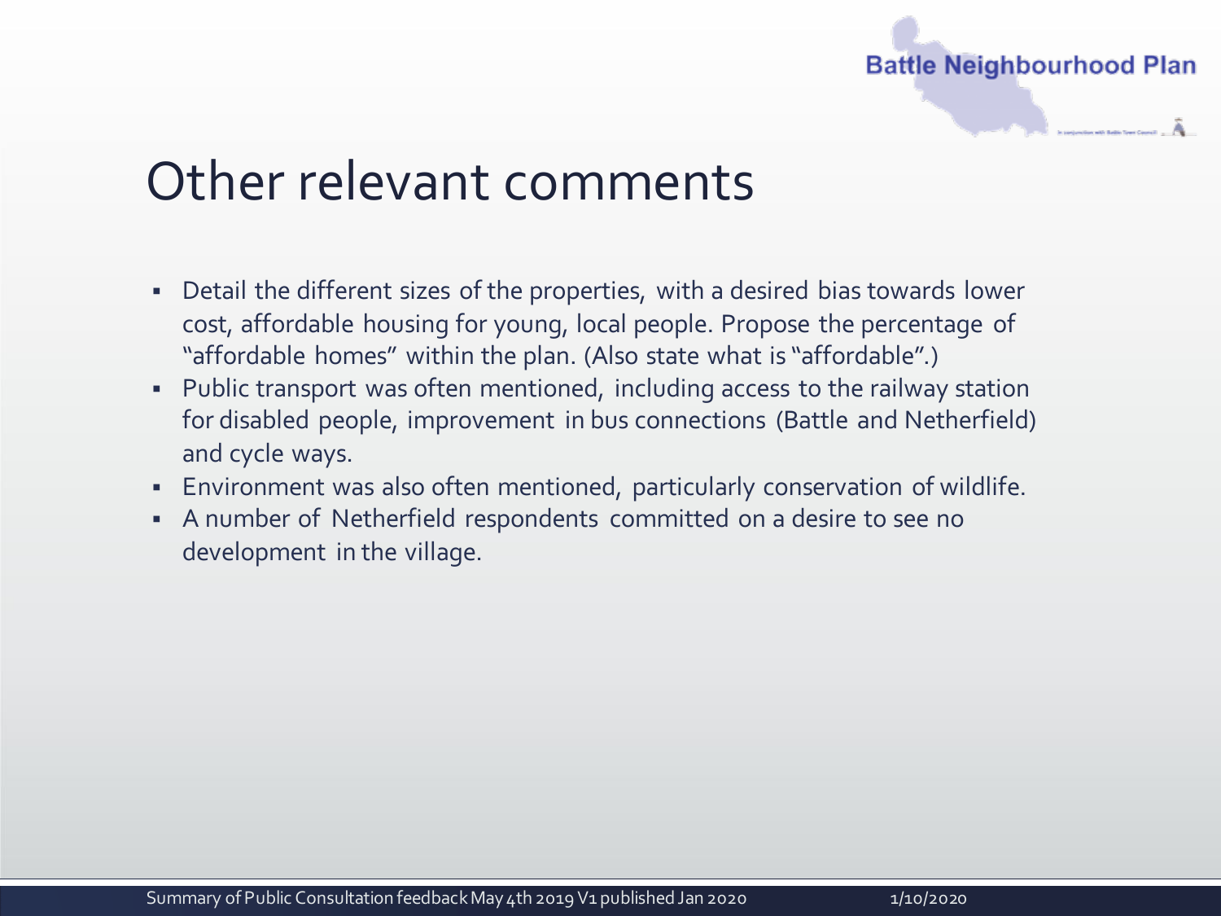# Other relevant comments

- Detail the different sizes of the properties, with a desired bias towards lower cost, affordable housing for young, local people. Propose the percentage of "affordable homes" within the plan. (Also state what is "affordable".)
- Public transport was often mentioned, including access to the railway station for disabled people, improvement in bus connections (Battle and Netherfield) and cycle ways.
- Environment was also often mentioned, particularly conservation of wildlife.
- A number of Netherfield respondents committed on a desire to see no development in the village.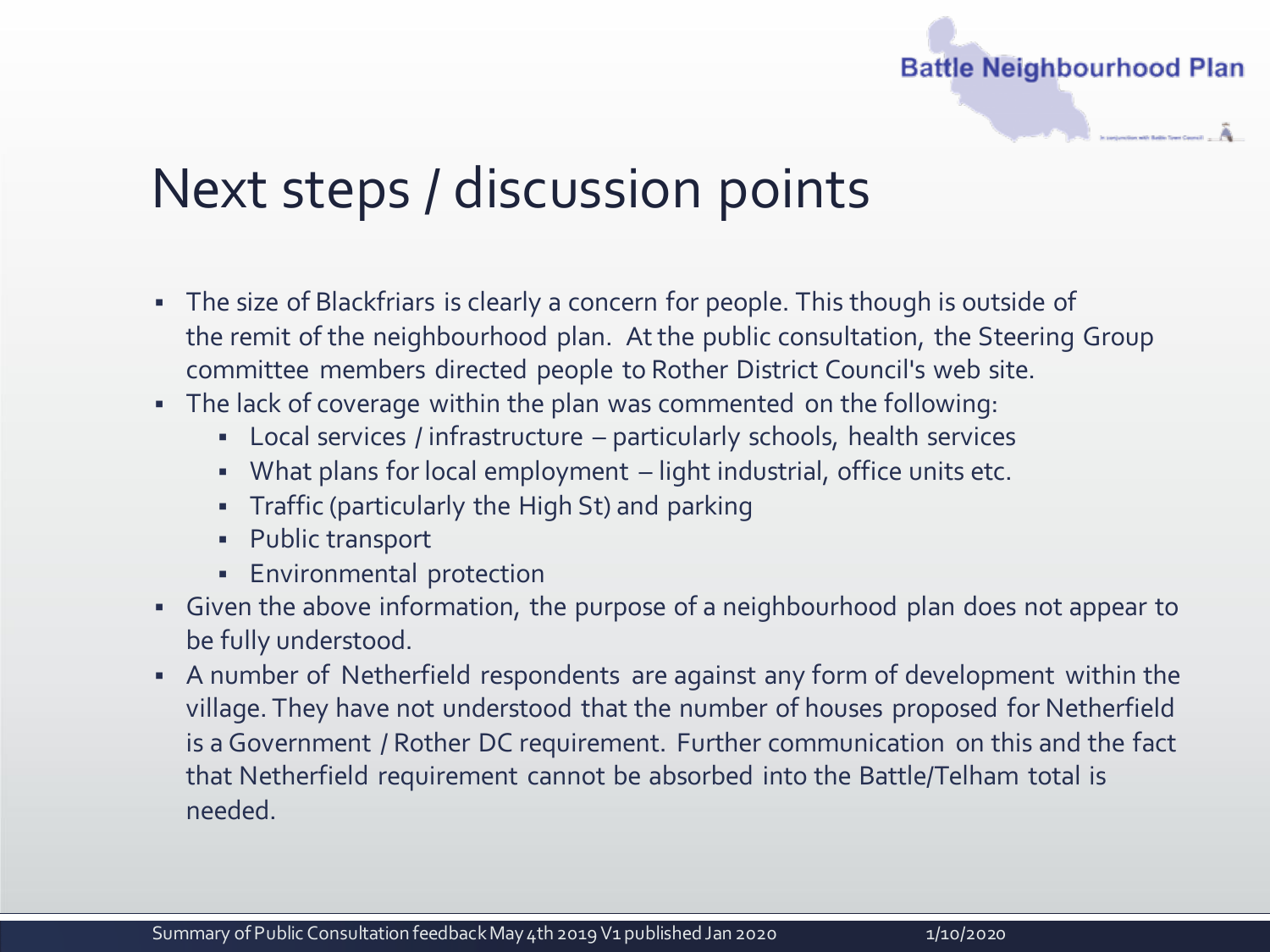# Next steps / discussion points

- The size of Blackfriars is clearly a concern for people. This though is outside of the remit of the neighbourhood plan. At the public consultation, the Steering Group committee members directed people to Rother District Council's web site.
- The lack of coverage within the plan was commented on the following:
  - Local services / infrastructure – particularly schools, health services
  - What plans for local employment – light industrial, office units etc.
  - Traffic (particularly the High St) and parking
  - Public transport
  - Environmental protection
- Given the above information, the purpose of a neighbourhood plan does not appear to be fully understood.
- A number of Netherfield respondents are against any form of development within the village. They have not understood that the number of houses proposed for Netherfield is a Government / Rother DC requirement. Further communication on this and the fact that Netherfield requirement cannot be absorbed into the Battle/Telham total is needed.